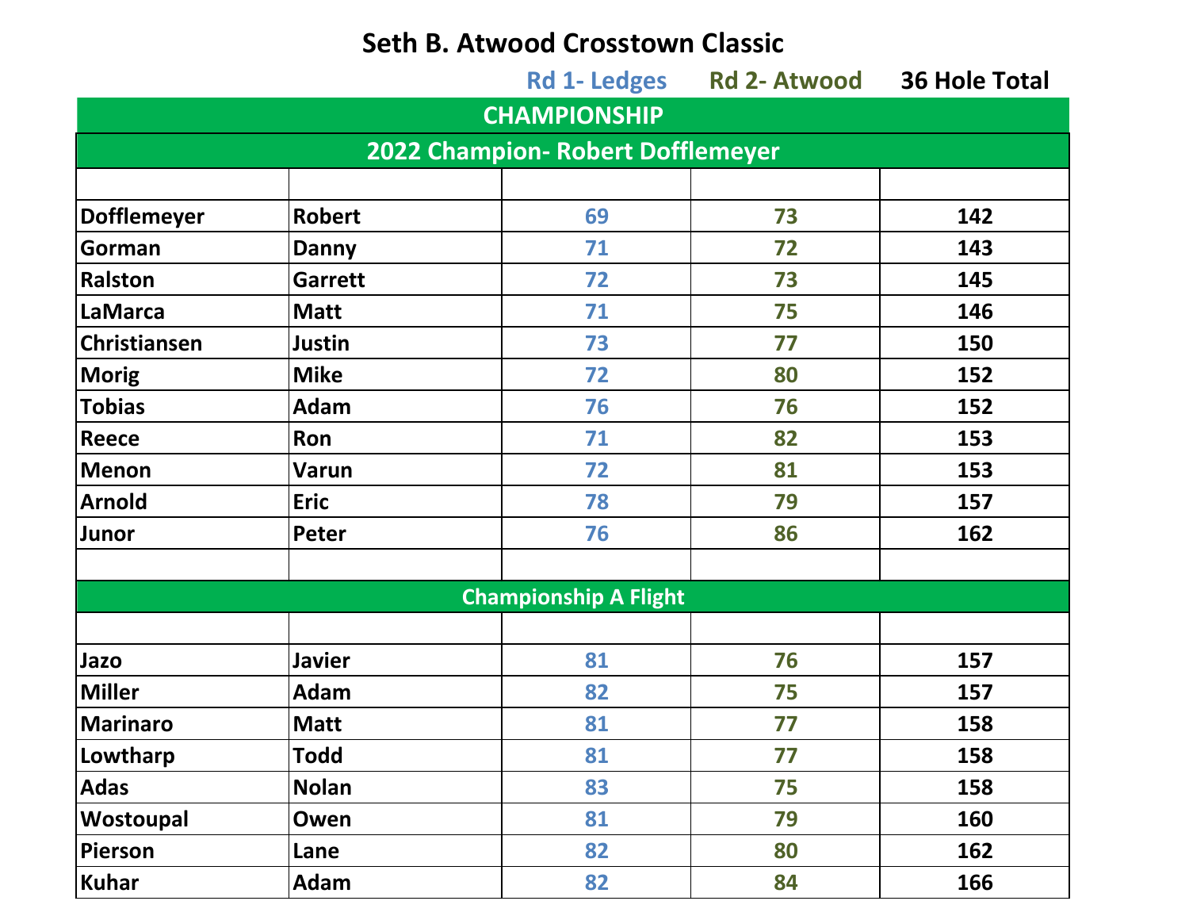# Seth B. Atwood Crosstown Classic

| | | Rd 1- Ledges | Rd 2- Atwood | 36 Hole Total |
|---|---|---|---|---|
| **CHAMPIONSHIP** | | | | |
| **2022 Champion- Robert Dofflemeyer** | | | | |
| | | | | |
| Dofflemeyer | Robert | 69 | 73 | 142 |
| Gorman | Danny | 71 | 72 | 143 |
| Ralston | Garrett | 72 | 73 | 145 |
| LaMarca | Matt | 71 | 75 | 146 |
| Christiansen | Justin | 73 | 77 | 150 |
| Morig | Mike | 72 | 80 | 152 |
| Tobias | Adam | 76 | 76 | 152 |
| Reece | Ron | 71 | 82 | 153 |
| Menon | Varun | 72 | 81 | 153 |
| Arnold | Eric | 78 | 79 | 157 |
| Junor | Peter | 76 | 86 | 162 |
| | | | | |
| **Championship A Flight** | | | | |
| | | | | |
| Jazo | Javier | 81 | 76 | 157 |
| Miller | Adam | 82 | 75 | 157 |
| Marinaro | Matt | 81 | 77 | 158 |
| Lowtharp | Todd | 81 | 77 | 158 |
| Adas | Nolan | 83 | 75 | 158 |
| Wostoupal | Owen | 81 | 79 | 160 |
| Pierson | Lane | 82 | 80 | 162 |
| Kuhar | Adam | 82 | 84 | 166 |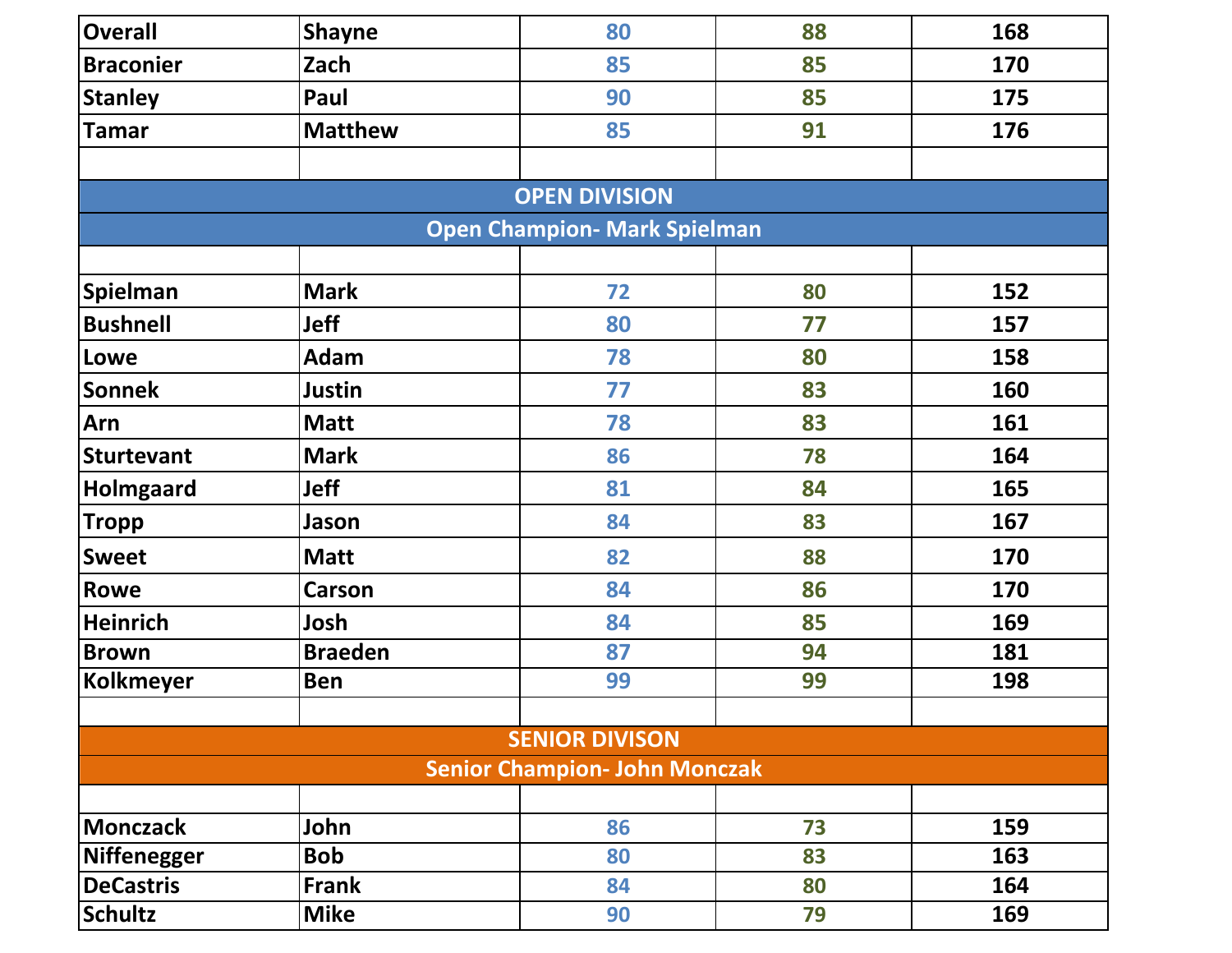| | | | | |
|---|---|---|---|---|
| Overall | Shayne | 80 | 88 | 168 |
| Braconier | Zach | 85 | 85 | 170 |
| Stanley | Paul | 90 | 85 | 175 |
| Tamar | Matthew | 85 | 91 | 176 |
| | | | | |
| **OPEN DIVISION** | | | | |
| **Open Champion- Mark Spielman** | | | | |
| | | | | |
| Spielman | Mark | 72 | 80 | 152 |
| Bushnell | Jeff | 80 | 77 | 157 |
| Lowe | Adam | 78 | 80 | 158 |
| Sonnek | Justin | 77 | 83 | 160 |
| Arn | Matt | 78 | 83 | 161 |
| Sturtevant | Mark | 86 | 78 | 164 |
| Holmgaard | Jeff | 81 | 84 | 165 |
| Tropp | Jason | 84 | 83 | 167 |
| Sweet | Matt | 82 | 88 | 170 |
| Rowe | Carson | 84 | 86 | 170 |
| Heinrich | Josh | 84 | 85 | 169 |
| Brown | Braeden | 87 | 94 | 181 |
| Kolkmeyer | Ben | 99 | 99 | 198 |
| | | | | |
| **SENIOR DIVISON** | | | | |
| **Senior Champion- John Monczak** | | | | |
| | | | | |
| Monczack | John | 86 | 73 | 159 |
| Niffenegger | Bob | 80 | 83 | 163 |
| DeCastris | Frank | 84 | 80 | 164 |
| Schultz | Mike | 90 | 79 | 169 |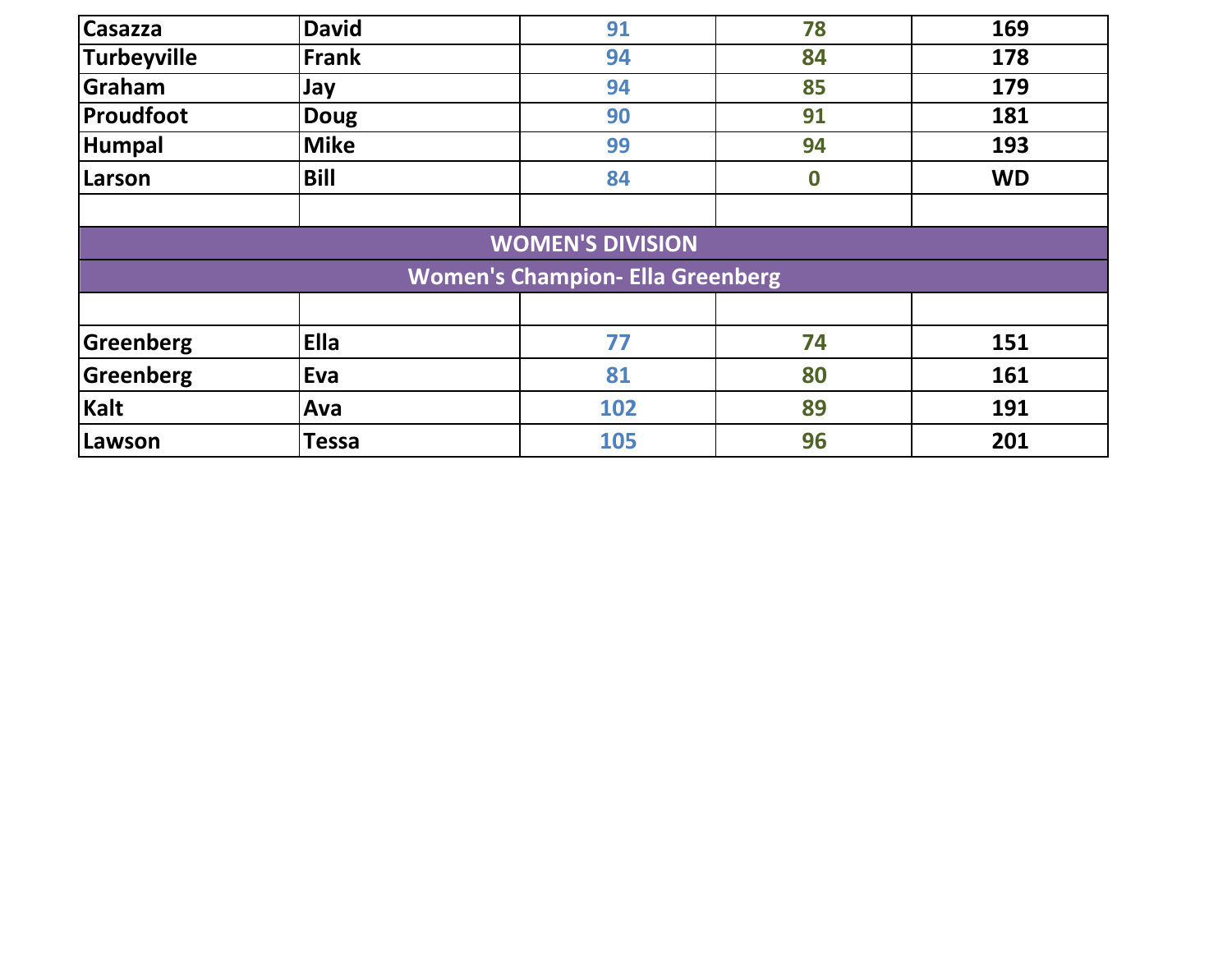| | | | | |
|---|---|---|---|---|
| Casazza | David | 91 | 78 | 169 |
| Turbeyville | Frank | 94 | 84 | 178 |
| Graham | Jay | 94 | 85 | 179 |
| Proudfoot | Doug | 90 | 91 | 181 |
| Humpal | Mike | 99 | 94 | 193 |
| Larson | Bill | 84 | 0 | WD |
| | | | | |
| WOMEN'S DIVISION | | | | |
| Women's Champion- Ella Greenberg | | | | |
| | | | | |
| Greenberg | Ella | 77 | 74 | 151 |
| Greenberg | Eva | 81 | 80 | 161 |
| Kalt | Ava | 102 | 89 | 191 |
| Lawson | Tessa | 105 | 96 | 201 |